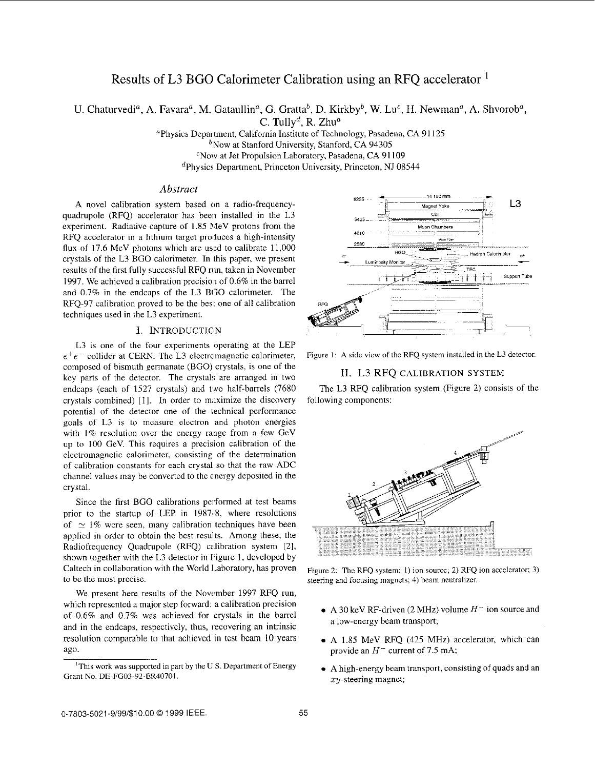# Results of L3 BGO Calorimeter Calibration using an RFQ accelerator [1]

U. Chaturvedi[a], A. Favara[a], M. Gataullin[a], G. Gratta[b], D. Kirkby[b], W. Lu[c], H. Newman[a], A. Shvorob[a], C. Tully[d], R. Zhu[a]

[a]Physics Department, California Institute of Technology, Pasadena, CA 91125
[b]Now at Stanford University, Stanford, CA 94305
[c]Now at Jet Propulsion Laboratory, Pasadena, CA 91109
[d]Physics Department, Princeton University, Princeton, NJ 08544

## *Abstract*

A novel calibration system based on a radio-frequency-quadrupole (RFQ) accelerator has been installed in the L3 experiment. Radiative capture of 1.85 MeV protons from the RFQ accelerator in a lithium target produces a high-intensity flux of 17.6 MeV photons which are used to calibrate 11,000 crystals of the L3 BGO calorimeter. In this paper, we present results of the first fully successful RFQ run, taken in November 1997. We achieved a calibration precision of 0.6% in the barrel and 0.7% in the endcaps of the L3 BGO calorimeter. The RFQ-97 calibration proved to be the best one of all calibration techniques used in the L3 experiment.

## I. INTRODUCTION

L3 is one of the four experiments operating at the LEP $e^+e^-$ collider at CERN. The L3 electromagnetic calorimeter, composed of bismuth germanate (BGO) crystals, is one of the key parts of the detector. The crystals are arranged in two endcaps (each of 1527 crystals) and two half-barrels (7680 crystals combined) [1]. In order to maximize the discovery potential of the detector one of the technical performance goals of L3 is to measure electron and photon energies with 1% resolution over the energy range from a few GeV up to 100 GeV. This requires a precision calibration of the electromagnetic calorimeter, consisting of the determination of calibration constants for each crystal so that the raw ADC channel values may be converted to the energy deposited in the crystal.

Since the first BGO calibrations performed at test beams prior to the startup of LEP in 1987-8, where resolutions of $\simeq 1\%$ were seen, many calibration techniques have been applied in order to obtain the best results. Among these, the Radiofrequency Quadrupole (RFQ) calibration system [2], shown together with the L3 detector in Figure 1, developed by Caltech in collaboration with the World Laboratory, has proven to be the most precise.

We present here results of the November 1997 RFQ run, which represented a major step forward: a calibration precision of 0.6% and 0.7% was achieved for crystals in the barrel and in the endcaps, respectively, thus, recovering an intrinsic resolution comparable to that achieved in test beam 10 years ago.

[1]This work was supported in part by the U.S. Department of Energy Grant No. DE-FG03-92-ER40701.

Figure 1: A side view of the RFQ system installed in the L3 detector.

## II. L3 RFQ CALIBRATION SYSTEM

The L3 RFQ calibration system (Figure 2) consists of the following components:

Figure 2: The RFQ system: 1) ion source; 2) RFQ ion accelerator; 3) steering and focusing magnets; 4) beam neutralizer.

- A 30 keV RF-driven (2 MHz) volume $H^-$ ion source and a low-energy beam transport;
- A 1.85 MeV RFQ (425 MHz) accelerator, which can provide an $H^-$ current of 7.5 mA;
- A high-energy beam transport, consisting of quads and an $xy$-steering magnet;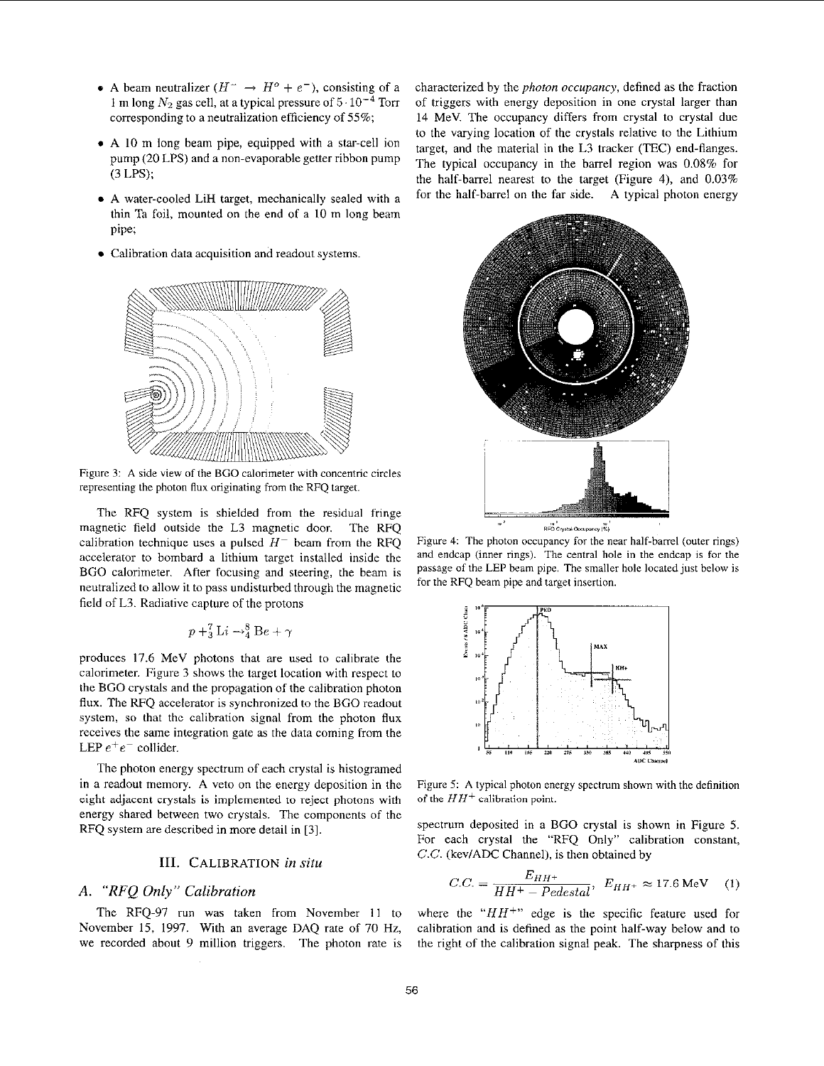- A beam neutralizer ($H^- \rightarrow H^o + e^-$), consisting of a 1 m long $N_2$ gas cell, at a typical pressure of $5 \cdot 10^{-4}$ Torr corresponding to a neutralization efficiency of 55%;
- A 10 m long beam pipe, equipped with a star-cell ion pump (20 LPS) and a non-evaporable getter ribbon pump (3 LPS);
- A water-cooled LiH target, mechanically sealed with a thin Ta foil, mounted on the end of a 10 m long beam pipe;
- Calibration data acquisition and readout systems.

Figure 3: A side view of the BGO calorimeter with concentric circles representing the photon flux originating from the RFQ target.

The RFQ system is shielded from the residual fringe magnetic field outside the L3 magnetic door. The RFQ calibration technique uses a pulsed $H^-$ beam from the RFQ accelerator to bombard a lithium target installed inside the BGO calorimeter. After focusing and steering, the beam is neutralized to allow it to pass undisturbed through the magnetic field of L3. Radiative capture of the protons

$$p + ^7_3 Li \rightarrow ^8_4 Be + \gamma$$

produces 17.6 MeV photons that are used to calibrate the calorimeter. Figure 3 shows the target location with respect to the BGO crystals and the propagation of the calibration photon flux. The RFQ accelerator is synchronized to the BGO readout system, so that the calibration signal from the photon flux receives the same integration gate as the data coming from the LEP $e^+e^-$ collider.

The photon energy spectrum of each crystal is histogramed in a readout memory. A veto on the energy deposition in the eight adjacent crystals is implemented to reject photons with energy shared between two crystals. The components of the RFQ system are described in more detail in [3].

## III. Calibration *in situ*

### A. "RFQ Only" Calibration

The RFQ-97 run was taken from November 11 to November 15, 1997. With an average DAQ rate of 70 Hz, we recorded about 9 million triggers. The photon rate is characterized by the *photon occupancy*, defined as the fraction of triggers with energy deposition in one crystal larger than 14 MeV. The occupancy differs from crystal to crystal due to the varying location of the crystals relative to the Lithium target, and the material in the L3 tracker (TEC) end-flanges. The typical occupancy in the barrel region was 0.08% for the half-barrel nearest to the target (Figure 4), and 0.03% for the half-barrel on the far side. A typical photon energy spectrum deposited in a BGO crystal is shown in Figure 5. For each crystal the "RFQ Only" calibration constant, *C.C.* (keV/ADC Channel), is then obtained by

$$C.C. = \frac{E_{HH^+}}{HH^+ - Pedestal}, \quad E_{HH^+} \approx 17.6\,\text{MeV} \quad (1)$$

where the "$HH^+$" edge is the specific feature used for calibration and is defined as the point half-way below and to the right of the calibration signal peak. The sharpness of this

Figure 4: The photon occupancy for the near half-barrel (outer rings) and endcap (inner rings). The central hole in the endcap is for the passage of the LEP beam pipe. The smaller hole located just below is for the RFQ beam pipe and target insertion.

Figure 5: A typical photon energy spectrum shown with the definition of the $HH^+$ calibration point.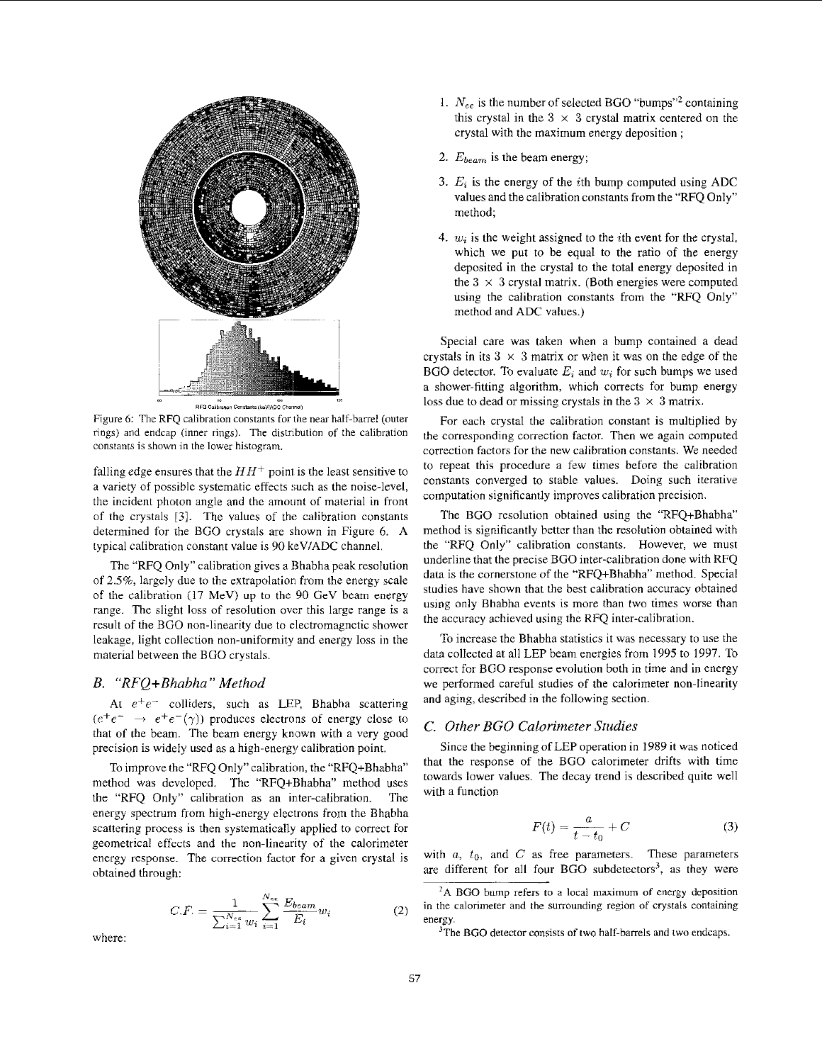Figure 6: The RFQ calibration constants for the near half-barrel (outer rings) and endcap (inner rings). The distribution of the calibration constants is shown in the lower histogram.

falling edge ensures that the $HH^+$ point is the least sensitive to a variety of possible systematic effects such as the noise-level, the incident photon angle and the amount of material in front of the crystals [3]. The values of the calibration constants determined for the BGO crystals are shown in Figure 6. A typical calibration constant value is 90 keV/ADC channel.

The "RFQ Only" calibration gives a Bhabha peak resolution of 2.5%, largely due to the extrapolation from the energy scale of the calibration (17 MeV) up to the 90 GeV beam energy range. The slight loss of resolution over this large range is a result of the BGO non-linearity due to electromagnetic shower leakage, light collection non-uniformity and energy loss in the material between the BGO crystals.

### B. "RFQ+Bhabha" Method

At $e^+e^-$ colliders, such as LEP, Bhabha scattering ($e^+e^- \rightarrow e^+e^-(\gamma)$) produces electrons of energy close to that of the beam. The beam energy known with a very good precision is widely used as a high-energy calibration point.

To improve the "RFQ Only" calibration, the "RFQ+Bhabha" method was developed. The "RFQ+Bhabha" method uses the "RFQ Only" calibration as an inter-calibration. The energy spectrum from high-energy electrons from the Bhabha scattering process is then systematically applied to correct for geometrical effects and the non-linearity of the calorimeter energy response. The correction factor for a given crystal is obtained through:

$$C.F. = \frac{1}{\sum_{i=1}^{N_{ee}} w_i} \sum_{i=1}^{N_{ee}} \frac{E_{beam}}{E_i} w_i \tag{2}$$

where:

1. $N_{ee}$ is the number of selected BGO "bumps"[2] containing this crystal in the $3 \times 3$ crystal matrix centered on the crystal with the maximum energy deposition ;
2. $E_{beam}$ is the beam energy;
3. $E_i$ is the energy of the $i$th bump computed using ADC values and the calibration constants from the "RFQ Only" method;
4. $w_i$ is the weight assigned to the $i$th event for the crystal, which we put to be equal to the ratio of the energy deposited in the crystal to the total energy deposited in the $3 \times 3$ crystal matrix. (Both energies were computed using the calibration constants from the "RFQ Only" method and ADC values.)

Special care was taken when a bump contained a dead crystals in its $3 \times 3$ matrix or when it was on the edge of the BGO detector. To evaluate $E_i$ and $w_i$ for such bumps we used a shower-fitting algorithm, which corrects for bump energy loss due to dead or missing crystals in the $3 \times 3$ matrix.

For each crystal the calibration constant is multiplied by the corresponding correction factor. Then we again computed correction factors for the new calibration constants. We needed to repeat this procedure a few times before the calibration constants converged to stable values. Doing such iterative computation significantly improves calibration precision.

The BGO resolution obtained using the "RFQ+Bhabha" method is significantly better than the resolution obtained with the "RFQ Only" calibration constants. However, we must underline that the precise BGO inter-calibration done with RFQ data is the cornerstone of the "RFQ+Bhabha" method. Special studies have shown that the best calibration accuracy obtained using only Bhabha events is more than two times worse than the accuracy achieved using the RFQ inter-calibration.

To increase the Bhabha statistics it was necessary to use the data collected at all LEP beam energies from 1995 to 1997. To correct for BGO response evolution both in time and in energy we performed careful studies of the calorimeter non-linearity and aging, described in the following section.

### C. Other BGO Calorimeter Studies

Since the beginning of LEP operation in 1989 it was noticed that the response of the BGO calorimeter drifts with time towards lower values. The decay trend is described quite well with a function

$$F(t) = \frac{a}{t - t_0} + C \tag{3}$$

with $a$, $t_0$, and $C$ as free parameters. These parameters are different for all four BGO subdetectors[3], as they were

[2] A BGO bump refers to a local maximum of energy deposition in the calorimeter and the surrounding region of crystals containing energy.

[3] The BGO detector consists of two half-barrels and two endcaps.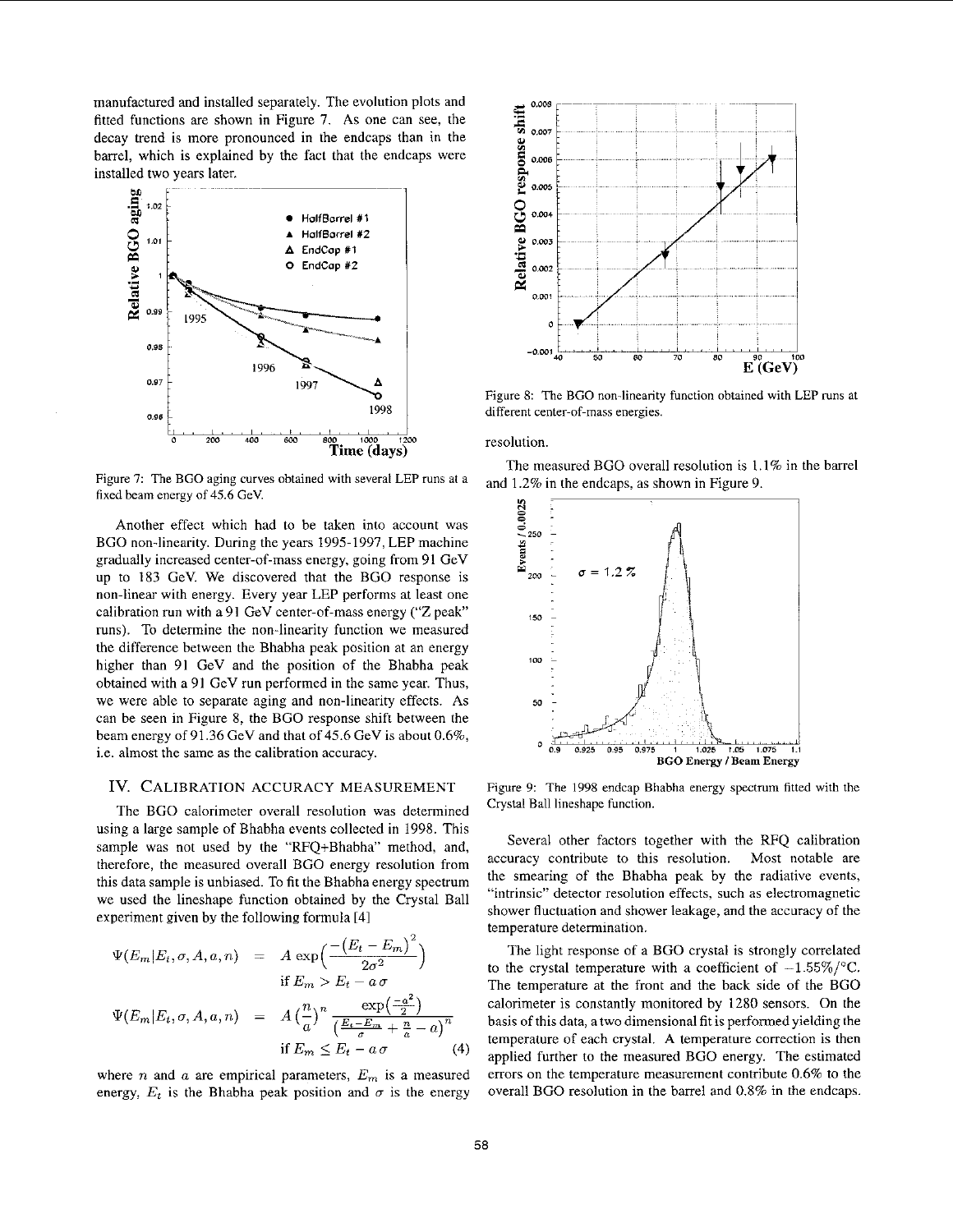manufactured and installed separately. The evolution plots and fitted functions are shown in Figure 7. As one can see, the decay trend is more pronounced in the endcaps than in the barrel, which is explained by the fact that the endcaps were installed two years later.

Figure 7: The BGO aging curves obtained with several LEP runs at a fixed beam energy of 45.6 GeV.

Another effect which had to be taken into account was BGO non-linearity. During the years 1995-1997, LEP machine gradually increased center-of-mass energy, going from 91 GeV up to 183 GeV. We discovered that the BGO response is non-linear with energy. Every year LEP performs at least one calibration run with a 91 GeV center-of-mass energy ("Z peak" runs). To determine the non-linearity function we measured the difference between the Bhabha peak position at an energy higher than 91 GeV and the position of the Bhabha peak obtained with a 91 GeV run performed in the same year. Thus, we were able to separate aging and non-linearity effects. As can be seen in Figure 8, the BGO response shift between the beam energy of 91.36 GeV and that of 45.6 GeV is about 0.6%, i.e. almost the same as the calibration accuracy.

## IV. Calibration Accuracy Measurement

The BGO calorimeter overall resolution was determined using a large sample of Bhabha events collected in 1998. This sample was not used by the "RFQ+Bhabha" method, and, therefore, the measured overall BGO energy resolution from this data sample is unbiased. To fit the Bhabha energy spectrum we used the lineshape function obtained by the Crystal Ball experiment given by the following formula [4]

$$\Psi(E_m|E_t,\sigma,A,a,n) = A\exp\Big(\frac{-\left(E_t-E_m\right)^2}{2\sigma^2}\Big) \quad \text{if } E_m > E_t - a\,\sigma$$

$$\Psi(E_m|E_t,\sigma,A,a,n) = A\left(\frac{n}{a}\right)^n \frac{\exp\left(\frac{-a^2}{2}\right)}{\left(\frac{E_t-E_m}{\sigma}+\frac{n}{a}-a\right)^n} \quad \text{if } E_m \leq E_t - a\,\sigma \qquad (4)$$

where $n$ and $a$ are empirical parameters, $E_m$ is a measured energy, $E_t$ is the Bhabha peak position and $\sigma$ is the energy

Figure 8: The BGO non-linearity function obtained with LEP runs at different center-of-mass energies.

resolution.

The measured BGO overall resolution is 1.1% in the barrel and 1.2% in the endcaps, as shown in Figure 9.

Figure 9: The 1998 endcap Bhabha energy spectrum fitted with the Crystal Ball lineshape function.

Several other factors together with the RFQ calibration accuracy contribute to this resolution. Most notable are the smearing of the Bhabha peak by the radiative events, "intrinsic" detector resolution effects, such as electromagnetic shower fluctuation and shower leakage, and the accuracy of the temperature determination.

The light response of a BGO crystal is strongly correlated to the crystal temperature with a coefficient of $-1.55\%/^{\circ}$C. The temperature at the front and the back side of the BGO calorimeter is constantly monitored by 1280 sensors. On the basis of this data, a two dimensional fit is performed yielding the temperature of each crystal. A temperature correction is then applied further to the measured BGO energy. The estimated errors on the temperature measurement contribute 0.6% to the overall BGO resolution in the barrel and 0.8% in the endcaps.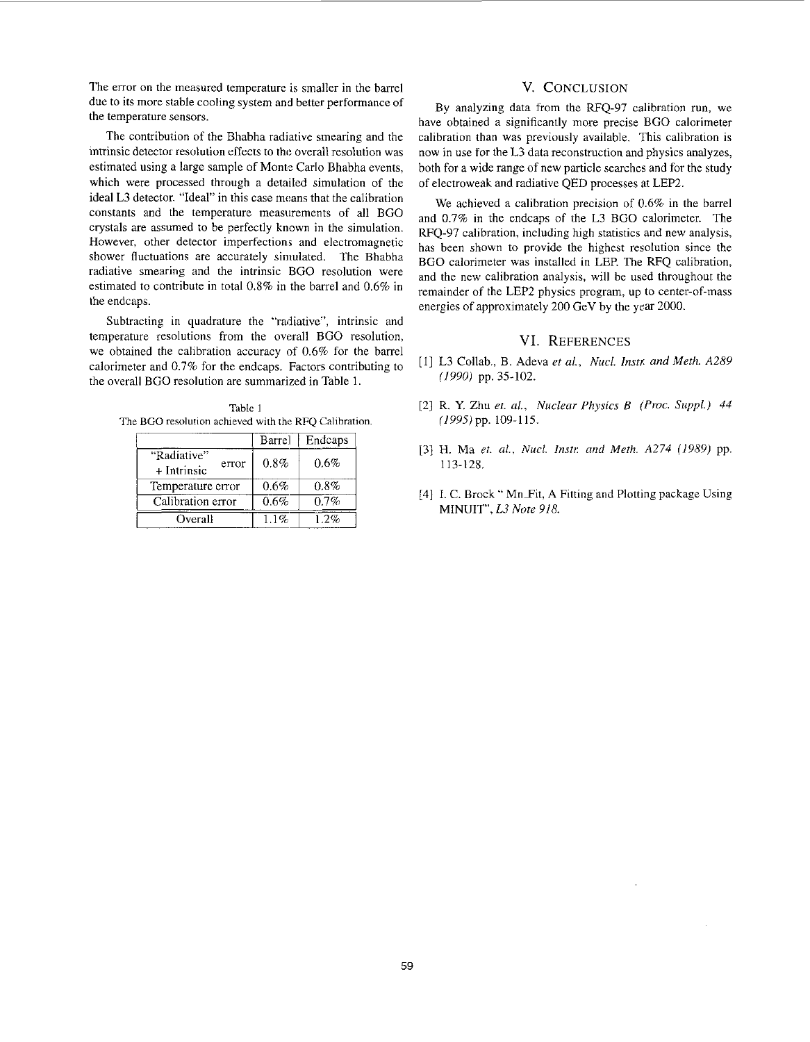The error on the measured temperature is smaller in the barrel due to its more stable cooling system and better performance of the temperature sensors.

The contribution of the Bhabha radiative smearing and the intrinsic detector resolution effects to the overall resolution was estimated using a large sample of Monte Carlo Bhabha events, which were processed through a detailed simulation of the ideal L3 detector. "Ideal" in this case means that the calibration constants and the temperature measurements of all BGO crystals are assumed to be perfectly known in the simulation. However, other detector imperfections and electromagnetic shower fluctuations are accurately simulated. The Bhabha radiative smearing and the intrinsic BGO resolution were estimated to contribute in total 0.8% in the barrel and 0.6% in the endcaps.

Subtracting in quadrature the "radiative", intrinsic and temperature resolutions from the overall BGO resolution, we obtained the calibration accuracy of 0.6% for the barrel calorimeter and 0.7% for the endcaps. Factors contributing to the overall BGO resolution are summarized in Table 1.

Table 1
The BGO resolution achieved with the RFQ Calibration.

| | Barrel | Endcaps |
|---|---|---|
| "Radiative" + Intrinsic error | 0.8% | 0.6% |
| Temperature error | 0.6% | 0.8% |
| Calibration error | 0.6% | 0.7% |
| Overall | 1.1% | 1.2% |

## V. Conclusion

By analyzing data from the RFQ-97 calibration run, we have obtained a significantly more precise BGO calorimeter calibration than was previously available. This calibration is now in use for the L3 data reconstruction and physics analyzes, both for a wide range of new particle searches and for the study of electroweak and radiative QED processes at LEP2.

We achieved a calibration precision of 0.6% in the barrel and 0.7% in the endcaps of the L3 BGO calorimeter. The RFQ-97 calibration, including high statistics and new analysis, has been shown to provide the highest resolution since the BGO calorimeter was installed in LEP. The RFQ calibration, and the new calibration analysis, will be used throughout the remainder of the LEP2 physics program, up to center-of-mass energies of approximately 200 GeV by the year 2000.

## VI. References

[1] L3 Collab., B. Adeva *et al., Nucl. Instr. and Meth. A289 (1990)* pp. 35-102.

[2] R. Y. Zhu *et. al., Nuclear Physics B (Proc. Suppl.) 44 (1995)* pp. 109-115.

[3] H. Ma *et. al., Nucl. Instr. and Meth. A274 (1989)* pp. 113-128.

[4] I. C. Brock " Mn_Fit, A Fitting and Plotting package Using MINUIT", *L3 Note 918.*